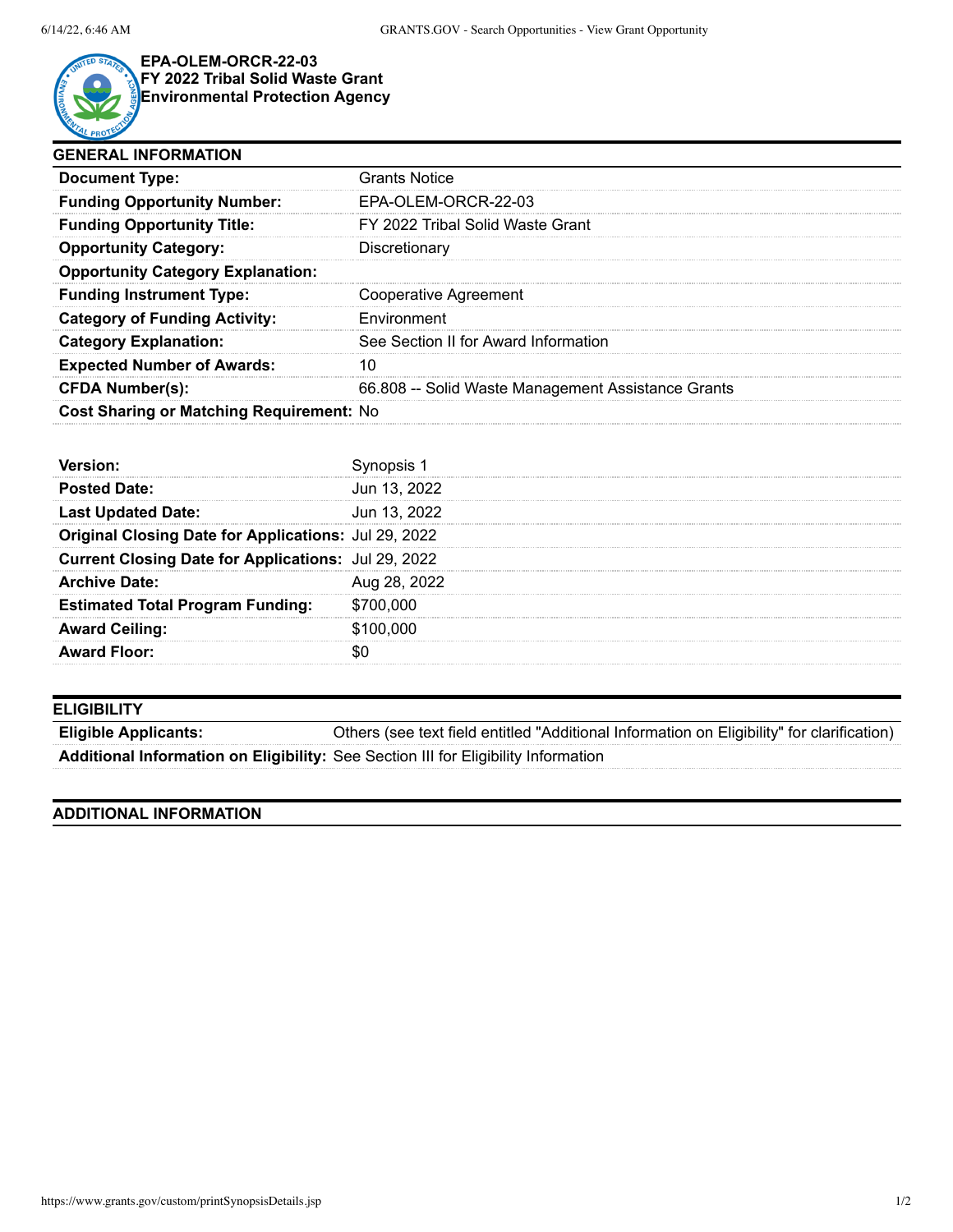# EPA-OLEM-ORCR-22-03
## FY 2022 Tribal Solid Waste Grant
## Environmental Protection Agency

## GENERAL INFORMATION

| | |
|---|---|
| **Document Type:** | Grants Notice |
| **Funding Opportunity Number:** | EPA-OLEM-ORCR-22-03 |
| **Funding Opportunity Title:** | FY 2022 Tribal Solid Waste Grant |
| **Opportunity Category:** | Discretionary |
| **Opportunity Category Explanation:** | |
| **Funding Instrument Type:** | Cooperative Agreement |
| **Category of Funding Activity:** | Environment |
| **Category Explanation:** | See Section II for Award Information |
| **Expected Number of Awards:** | 10 |
| **CFDA Number(s):** | 66.808 -- Solid Waste Management Assistance Grants |
| **Cost Sharing or Matching Requirement:** | No |

| | |
|---|---|
| **Version:** | Synopsis 1 |
| **Posted Date:** | Jun 13, 2022 |
| **Last Updated Date:** | Jun 13, 2022 |
| **Original Closing Date for Applications:** | Jul 29, 2022 |
| **Current Closing Date for Applications:** | Jul 29, 2022 |
| **Archive Date:** | Aug 28, 2022 |
| **Estimated Total Program Funding:** | $700,000 |
| **Award Ceiling:** | $100,000 |
| **Award Floor:** | $0 |

## ELIGIBILITY

| | |
|---|---|
| **Eligible Applicants:** | Others (see text field entitled "Additional Information on Eligibility" for clarification) |
| **Additional Information on Eligibility:** | See Section III for Eligibility Information |

## ADDITIONAL INFORMATION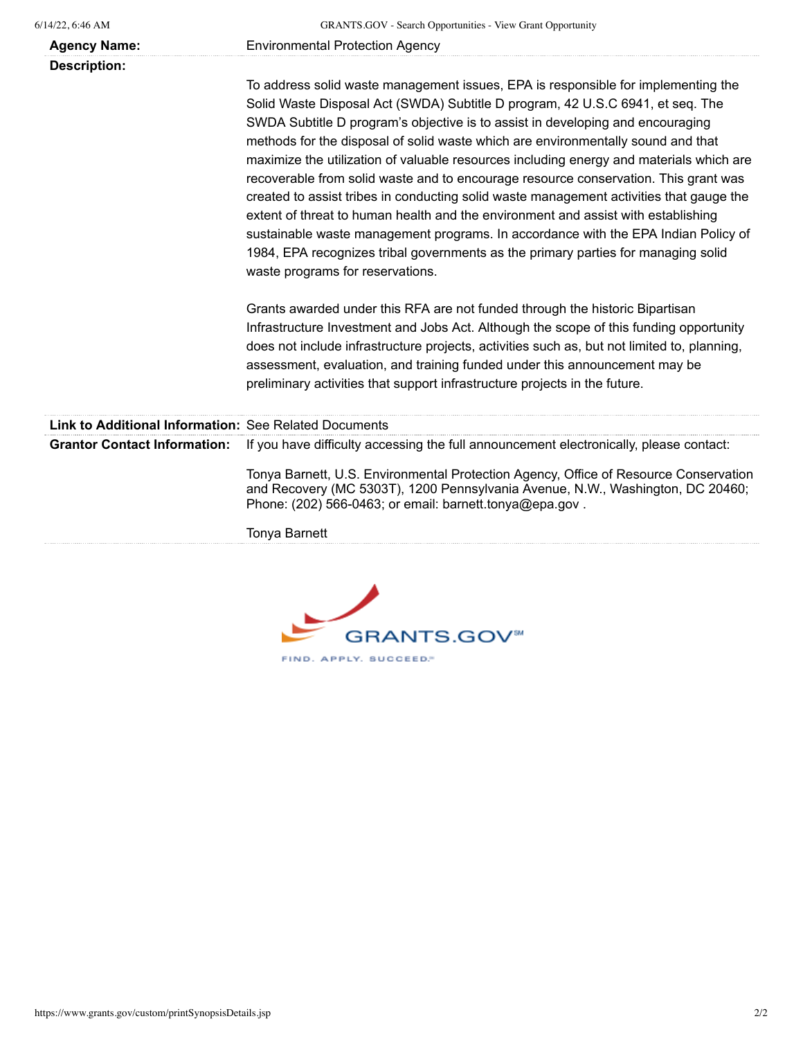| | |
|---|---|
| **Agency Name:** | Environmental Protection Agency |
| **Description:** | To address solid waste management issues, EPA is responsible for implementing the Solid Waste Disposal Act (SWDA) Subtitle D program, 42 U.S.C 6941, et seq. The SWDA Subtitle D program's objective is to assist in developing and encouraging methods for the disposal of solid waste which are environmentally sound and that maximize the utilization of valuable resources including energy and materials which are recoverable from solid waste and to encourage resource conservation. This grant was created to assist tribes in conducting solid waste management activities that gauge the extent of threat to human health and the environment and assist with establishing sustainable waste management programs. In accordance with the EPA Indian Policy of 1984, EPA recognizes tribal governments as the primary parties for managing solid waste programs for reservations.<br><br>Grants awarded under this RFA are not funded through the historic Bipartisan Infrastructure Investment and Jobs Act. Although the scope of this funding opportunity does not include infrastructure projects, activities such as, but not limited to, planning, assessment, evaluation, and training funded under this announcement may be preliminary activities that support infrastructure projects in the future. |
| **Link to Additional Information:** | See Related Documents |
| **Grantor Contact Information:** | If you have difficulty accessing the full announcement electronically, please contact:<br><br>Tonya Barnett, U.S. Environmental Protection Agency, Office of Resource Conservation and Recovery (MC 5303T), 1200 Pennsylvania Avenue, N.W., Washington, DC 20460; Phone: (202) 566-0463; or email: barnett.tonya@epa.gov .<br><br>Tonya Barnett |

GRANTS.GOV℠

FIND. APPLY. SUCCEED.℠